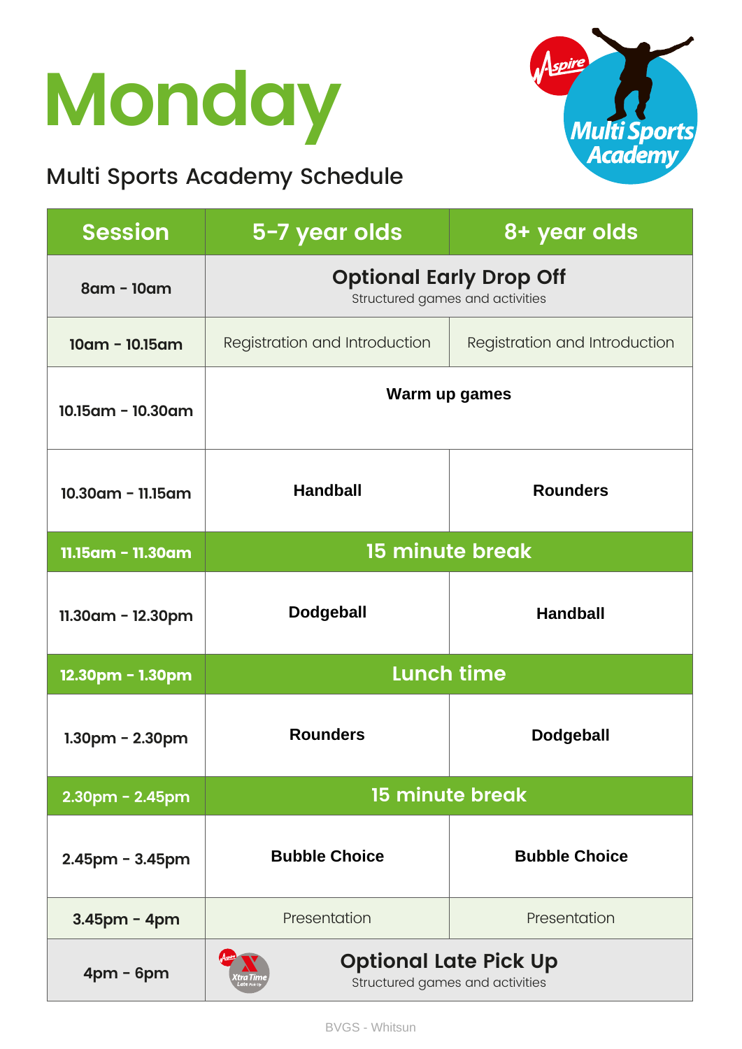# Monday

## Multi Sports Academy Schedule

| Session | 5-7 year olds | 8+ year olds |
|---|---|---|
| 8am - 10am | **Optional Early Drop Off** Structured games and activities | |
| 10am - 10.15am | Registration and Introduction | Registration and Introduction |
| 10.15am - 10.30am | **Warm up games** | |
| 10.30am - 11.15am | **Handball** | **Rounders** |
| 11.15am - 11.30am | **15 minute break** | |
| 11.30am - 12.30pm | **Dodgeball** | **Handball** |
| 12.30pm - 1.30pm | **Lunch time** | |
| 1.30pm - 2.30pm | **Rounders** | **Dodgeball** |
| 2.30pm - 2.45pm | **15 minute break** | |
| 2.45pm - 3.45pm | **Bubble Choice** | **Bubble Choice** |
| 3.45pm - 4pm | Presentation | Presentation |
| 4pm - 6pm | **Optional Late Pick Up** Structured games and activities | |

BVGS - Whitsun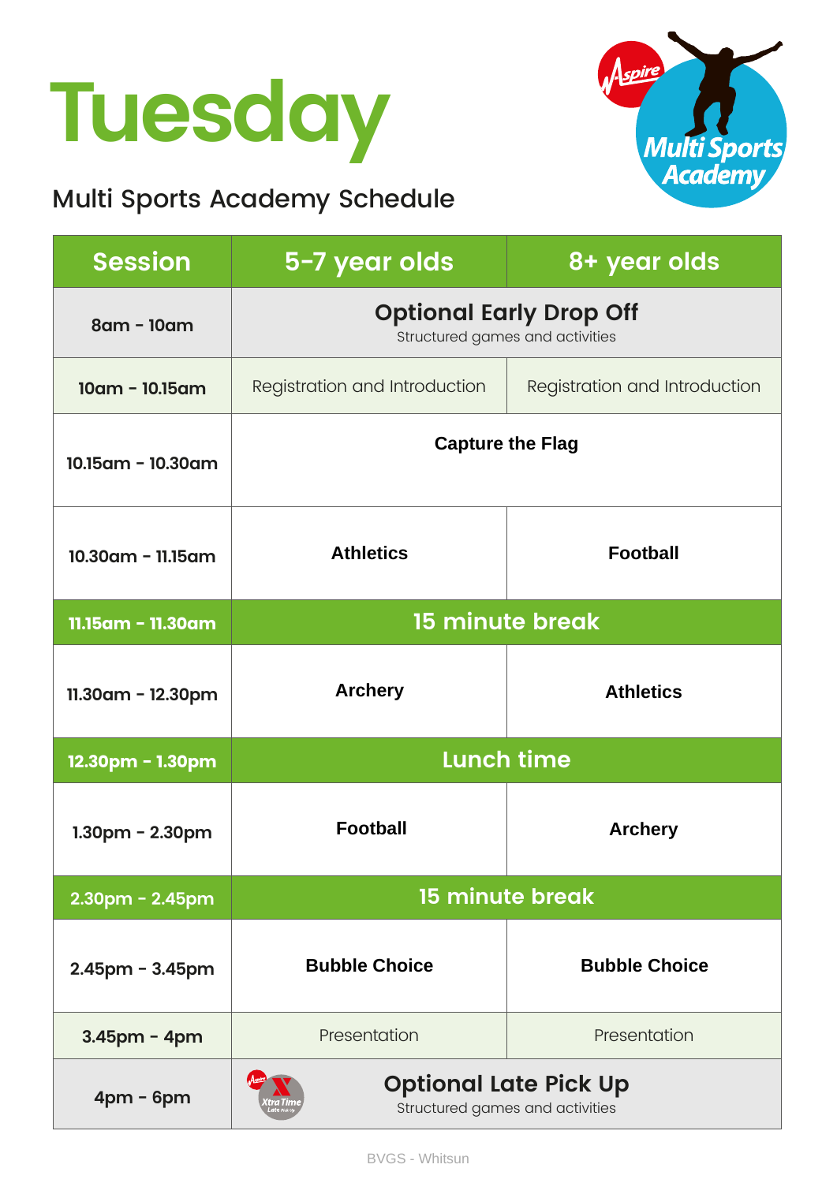# Tuesday

## Multi Sports Academy Schedule

| Session | 5-7 year olds | 8+ year olds |
| --- | --- | --- |
| 8am - 10am | **Optional Early Drop Off** Structured games and activities | |
| 10am - 10.15am | Registration and Introduction | Registration and Introduction |
| 10.15am - 10.30am | **Capture the Flag** | |
| 10.30am - 11.15am | **Athletics** | **Football** |
| 11.15am - 11.30am | **15 minute break** | |
| 11.30am - 12.30pm | **Archery** | **Athletics** |
| 12.30pm - 1.30pm | **Lunch time** | |
| 1.30pm - 2.30pm | **Football** | **Archery** |
| 2.30pm - 2.45pm | **15 minute break** | |
| 2.45pm - 3.45pm | **Bubble Choice** | **Bubble Choice** |
| 3.45pm - 4pm | Presentation | Presentation |
| 4pm - 6pm | **Optional Late Pick Up** Structured games and activities | |

BVGS - Whitsun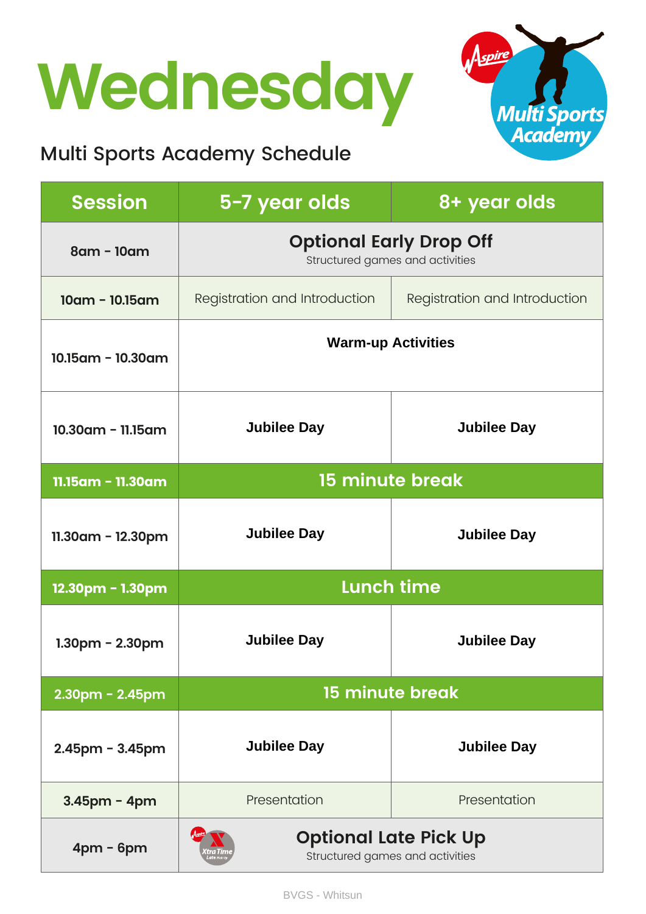# Wednesday

## Multi Sports Academy Schedule

| Session | 5-7 year olds | 8+ year olds |
|---|---|---|
| 8am - 10am | **Optional Early Drop Off** Structured games and activities | |
| 10am - 10.15am | Registration and Introduction | Registration and Introduction |
| 10.15am - 10.30am | **Warm-up Activities** | |
| 10.30am - 11.15am | **Jubilee Day** | **Jubilee Day** |
| 11.15am - 11.30am | **15 minute break** | |
| 11.30am - 12.30pm | **Jubilee Day** | **Jubilee Day** |
| 12.30pm - 1.30pm | **Lunch time** | |
| 1.30pm - 2.30pm | **Jubilee Day** | **Jubilee Day** |
| 2.30pm - 2.45pm | **15 minute break** | |
| 2.45pm - 3.45pm | **Jubilee Day** | **Jubilee Day** |
| 3.45pm - 4pm | Presentation | Presentation |
| 4pm - 6pm | **Optional Late Pick Up** Structured games and activities | |

BVGS - Whitsun